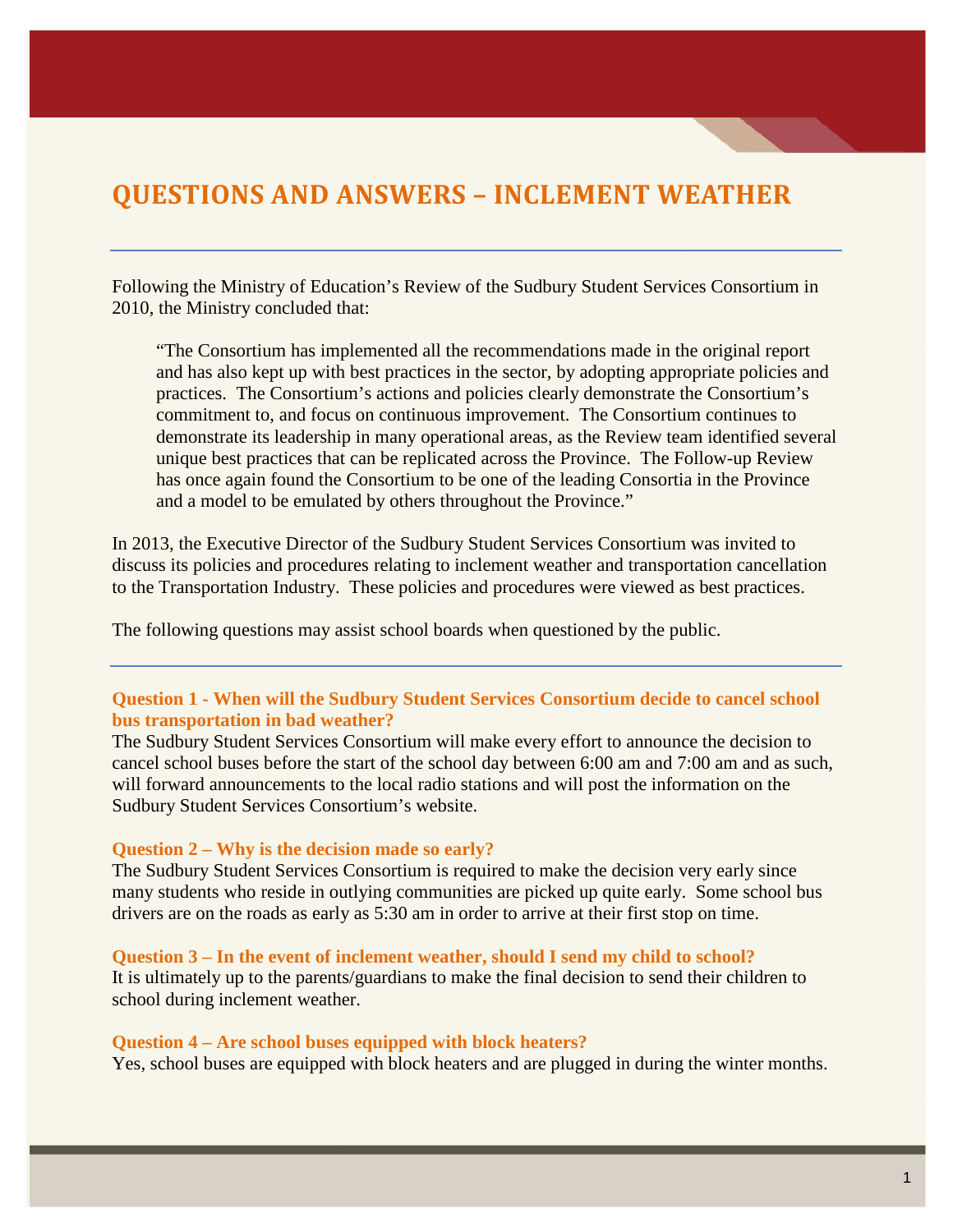# QUESTIONS AND ANSWERS – INCLEMENT WEATHER

Following the Ministry of Education's Review of the Sudbury Student Services Consortium in 2010, the Ministry concluded that:

> "The Consortium has implemented all the recommendations made in the original report and has also kept up with best practices in the sector, by adopting appropriate policies and practices. The Consortium's actions and policies clearly demonstrate the Consortium's commitment to, and focus on continuous improvement. The Consortium continues to demonstrate its leadership in many operational areas, as the Review team identified several unique best practices that can be replicated across the Province. The Follow-up Review has once again found the Consortium to be one of the leading Consortia in the Province and a model to be emulated by others throughout the Province."

In 2013, the Executive Director of the Sudbury Student Services Consortium was invited to discuss its policies and procedures relating to inclement weather and transportation cancellation to the Transportation Industry. These policies and procedures were viewed as best practices.

The following questions may assist school boards when questioned by the public.

**Question 1 - When will the Sudbury Student Services Consortium decide to cancel school bus transportation in bad weather?**

The Sudbury Student Services Consortium will make every effort to announce the decision to cancel school buses before the start of the school day between 6:00 am and 7:00 am and as such, will forward announcements to the local radio stations and will post the information on the Sudbury Student Services Consortium's website.

**Question 2 – Why is the decision made so early?**

The Sudbury Student Services Consortium is required to make the decision very early since many students who reside in outlying communities are picked up quite early. Some school bus drivers are on the roads as early as 5:30 am in order to arrive at their first stop on time.

**Question 3 – In the event of inclement weather, should I send my child to school?**

It is ultimately up to the parents/guardians to make the final decision to send their children to school during inclement weather.

**Question 4 – Are school buses equipped with block heaters?**

Yes, school buses are equipped with block heaters and are plugged in during the winter months.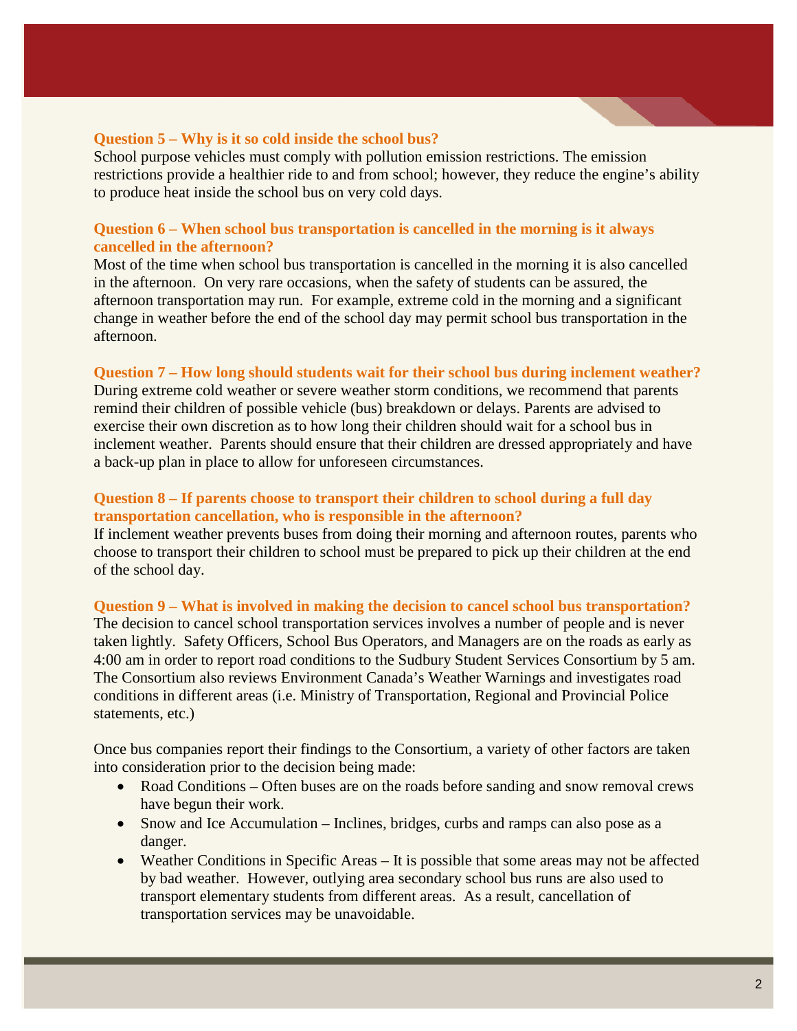**Question 5 – Why is it so cold inside the school bus?**

School purpose vehicles must comply with pollution emission restrictions. The emission restrictions provide a healthier ride to and from school; however, they reduce the engine's ability to produce heat inside the school bus on very cold days.

**Question 6 – When school bus transportation is cancelled in the morning is it always cancelled in the afternoon?**

Most of the time when school bus transportation is cancelled in the morning it is also cancelled in the afternoon. On very rare occasions, when the safety of students can be assured, the afternoon transportation may run. For example, extreme cold in the morning and a significant change in weather before the end of the school day may permit school bus transportation in the afternoon.

**Question 7 – How long should students wait for their school bus during inclement weather?**

During extreme cold weather or severe weather storm conditions, we recommend that parents remind their children of possible vehicle (bus) breakdown or delays. Parents are advised to exercise their own discretion as to how long their children should wait for a school bus in inclement weather. Parents should ensure that their children are dressed appropriately and have a back-up plan in place to allow for unforeseen circumstances.

**Question 8 – If parents choose to transport their children to school during a full day transportation cancellation, who is responsible in the afternoon?**

If inclement weather prevents buses from doing their morning and afternoon routes, parents who choose to transport their children to school must be prepared to pick up their children at the end of the school day.

**Question 9 – What is involved in making the decision to cancel school bus transportation?**

The decision to cancel school transportation services involves a number of people and is never taken lightly. Safety Officers, School Bus Operators, and Managers are on the roads as early as 4:00 am in order to report road conditions to the Sudbury Student Services Consortium by 5 am. The Consortium also reviews Environment Canada's Weather Warnings and investigates road conditions in different areas (i.e. Ministry of Transportation, Regional and Provincial Police statements, etc.)

Once bus companies report their findings to the Consortium, a variety of other factors are taken into consideration prior to the decision being made:

- Road Conditions – Often buses are on the roads before sanding and snow removal crews have begun their work.
- Snow and Ice Accumulation – Inclines, bridges, curbs and ramps can also pose as a danger.
- Weather Conditions in Specific Areas – It is possible that some areas may not be affected by bad weather. However, outlying area secondary school bus runs are also used to transport elementary students from different areas. As a result, cancellation of transportation services may be unavoidable.